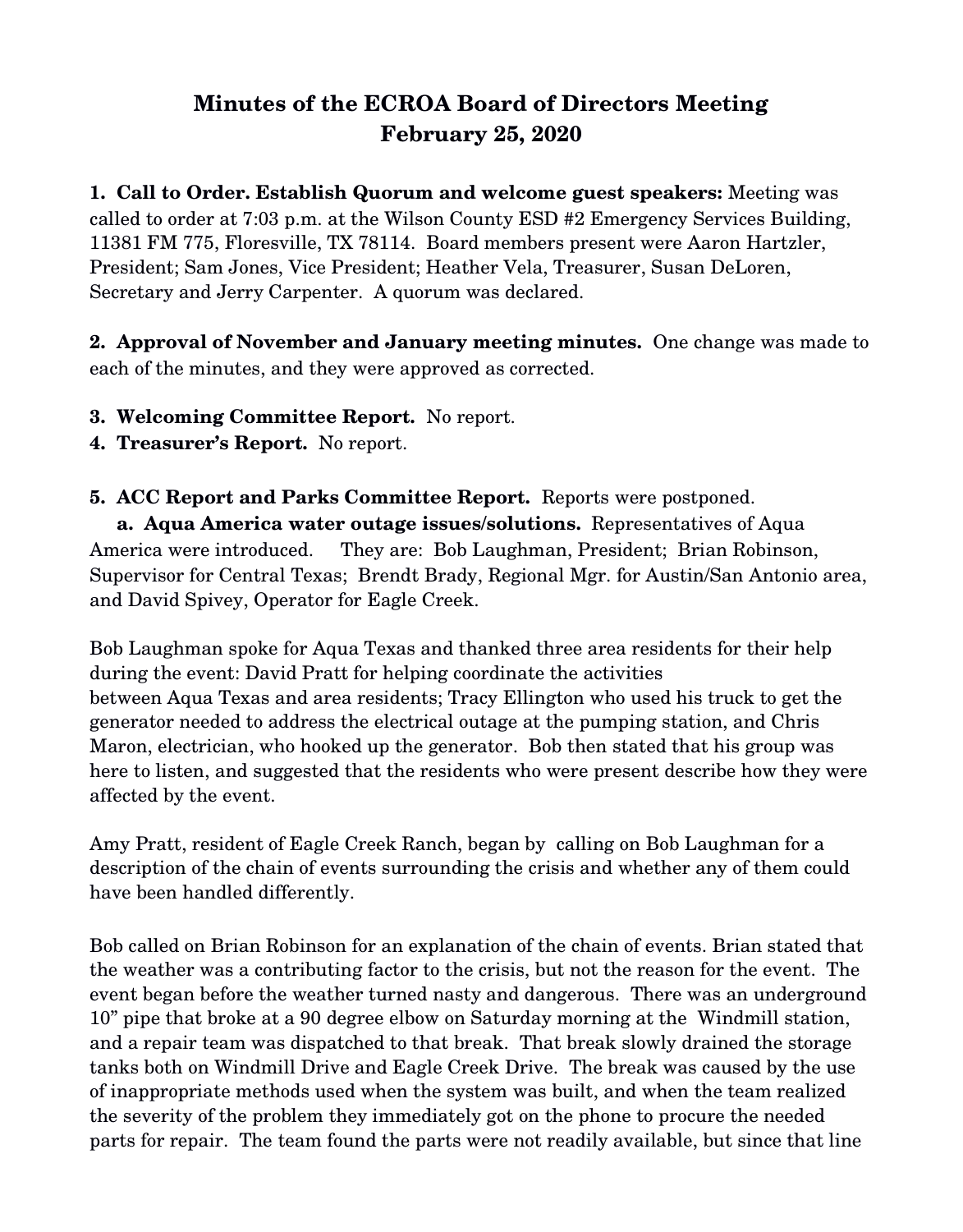# Minutes of the ECROA Board of Directors Meeting
# February 25, 2020

**1. Call to Order. Establish Quorum and welcome guest speakers:** Meeting was called to order at 7:03 p.m. at the Wilson County ESD #2 Emergency Services Building, 11381 FM 775, Floresville, TX 78114. Board members present were Aaron Hartzler, President; Sam Jones, Vice President; Heather Vela, Treasurer, Susan DeLoren, Secretary and Jerry Carpenter. A quorum was declared.

**2. Approval of November and January meeting minutes.** One change was made to each of the minutes, and they were approved as corrected.

**3. Welcoming Committee Report.** No report.

**4. Treasurer's Report.** No report.

**5. ACC Report and Parks Committee Report.** Reports were postponed.

**a. Aqua America water outage issues/solutions.** Representatives of Aqua America were introduced. They are: Bob Laughman, President; Brian Robinson, Supervisor for Central Texas; Brendt Brady, Regional Mgr. for Austin/San Antonio area, and David Spivey, Operator for Eagle Creek.

Bob Laughman spoke for Aqua Texas and thanked three area residents for their help during the event: David Pratt for helping coordinate the activities between Aqua Texas and area residents; Tracy Ellington who used his truck to get the generator needed to address the electrical outage at the pumping station, and Chris Maron, electrician, who hooked up the generator. Bob then stated that his group was here to listen, and suggested that the residents who were present describe how they were affected by the event.

Amy Pratt, resident of Eagle Creek Ranch, began by calling on Bob Laughman for a description of the chain of events surrounding the crisis and whether any of them could have been handled differently.

Bob called on Brian Robinson for an explanation of the chain of events. Brian stated that the weather was a contributing factor to the crisis, but not the reason for the event. The event began before the weather turned nasty and dangerous. There was an underground 10" pipe that broke at a 90 degree elbow on Saturday morning at the Windmill station, and a repair team was dispatched to that break. That break slowly drained the storage tanks both on Windmill Drive and Eagle Creek Drive. The break was caused by the use of inappropriate methods used when the system was built, and when the team realized the severity of the problem they immediately got on the phone to procure the needed parts for repair. The team found the parts were not readily available, but since that line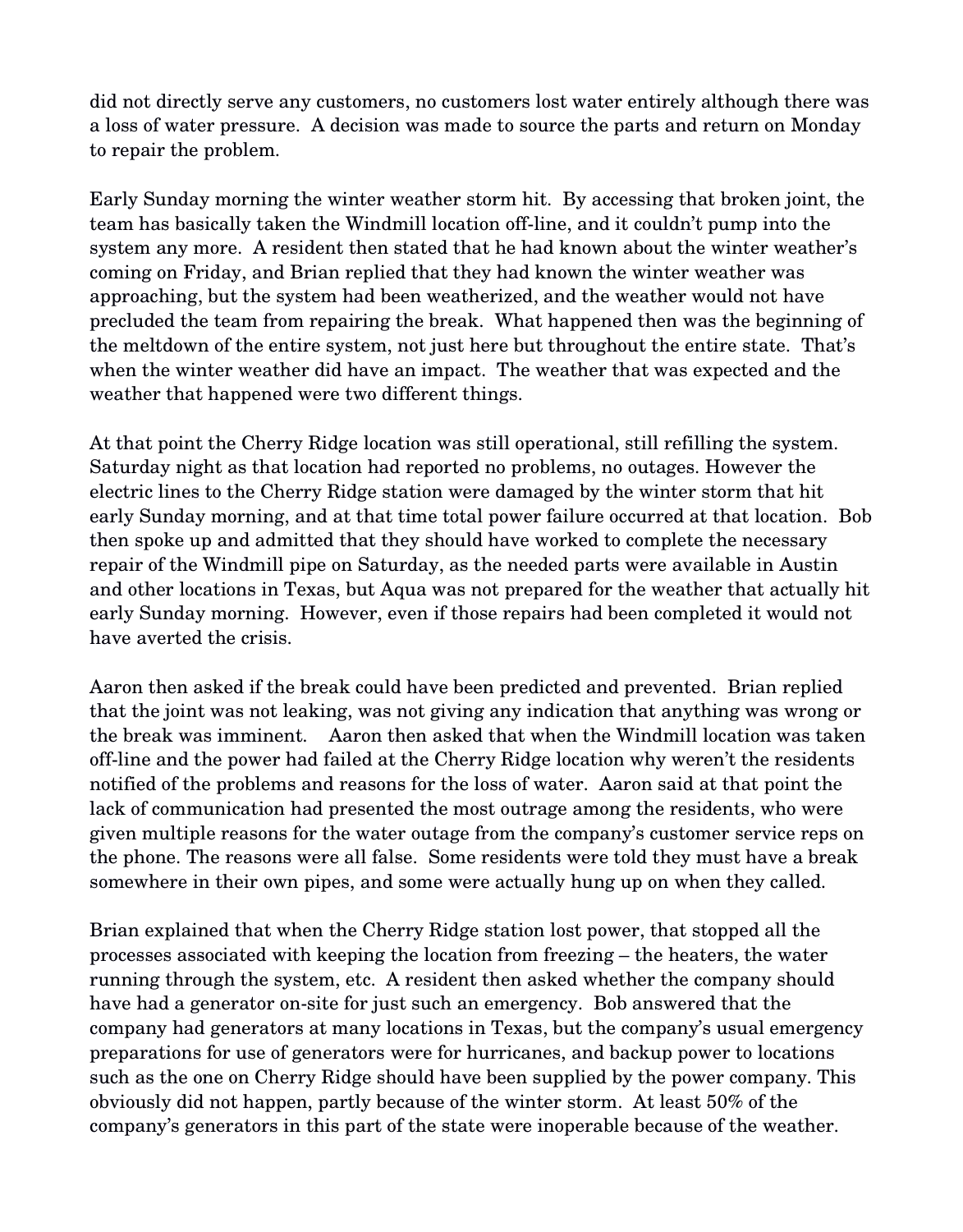did not directly serve any customers, no customers lost water entirely although there was a loss of water pressure. A decision was made to source the parts and return on Monday to repair the problem.

Early Sunday morning the winter weather storm hit. By accessing that broken joint, the team has basically taken the Windmill location off-line, and it couldn't pump into the system any more. A resident then stated that he had known about the winter weather's coming on Friday, and Brian replied that they had known the winter weather was approaching, but the system had been weatherized, and the weather would not have precluded the team from repairing the break. What happened then was the beginning of the meltdown of the entire system, not just here but throughout the entire state. That's when the winter weather did have an impact. The weather that was expected and the weather that happened were two different things.

At that point the Cherry Ridge location was still operational, still refilling the system. Saturday night as that location had reported no problems, no outages. However the electric lines to the Cherry Ridge station were damaged by the winter storm that hit early Sunday morning, and at that time total power failure occurred at that location. Bob then spoke up and admitted that they should have worked to complete the necessary repair of the Windmill pipe on Saturday, as the needed parts were available in Austin and other locations in Texas, but Aqua was not prepared for the weather that actually hit early Sunday morning. However, even if those repairs had been completed it would not have averted the crisis.

Aaron then asked if the break could have been predicted and prevented. Brian replied that the joint was not leaking, was not giving any indication that anything was wrong or the break was imminent. Aaron then asked that when the Windmill location was taken off-line and the power had failed at the Cherry Ridge location why weren't the residents notified of the problems and reasons for the loss of water. Aaron said at that point the lack of communication had presented the most outrage among the residents, who were given multiple reasons for the water outage from the company's customer service reps on the phone. The reasons were all false. Some residents were told they must have a break somewhere in their own pipes, and some were actually hung up on when they called.

Brian explained that when the Cherry Ridge station lost power, that stopped all the processes associated with keeping the location from freezing – the heaters, the water running through the system, etc. A resident then asked whether the company should have had a generator on-site for just such an emergency. Bob answered that the company had generators at many locations in Texas, but the company's usual emergency preparations for use of generators were for hurricanes, and backup power to locations such as the one on Cherry Ridge should have been supplied by the power company. This obviously did not happen, partly because of the winter storm. At least 50% of the company's generators in this part of the state were inoperable because of the weather.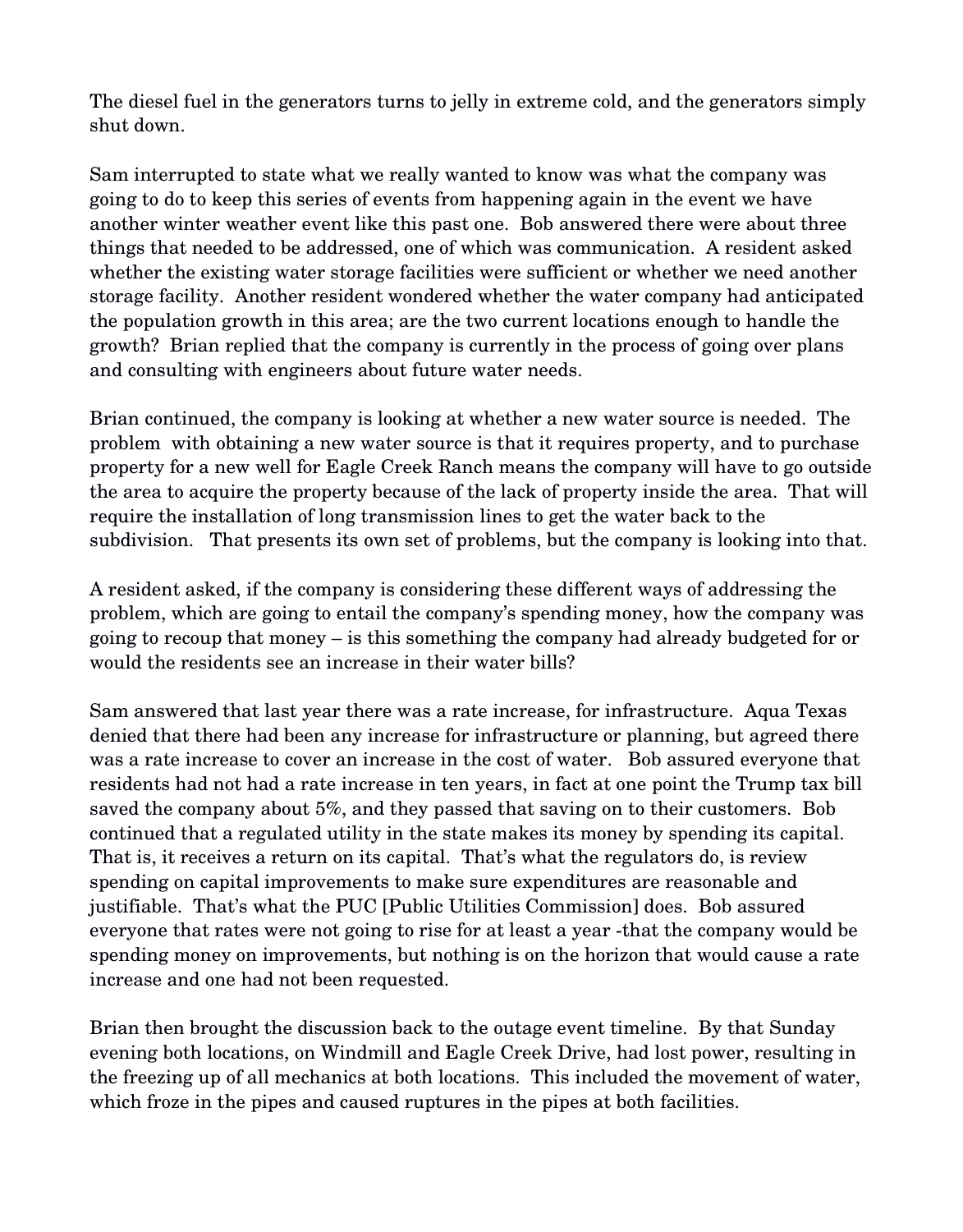The diesel fuel in the generators turns to jelly in extreme cold, and the generators simply shut down.

Sam interrupted to state what we really wanted to know was what the company was going to do to keep this series of events from happening again in the event we have another winter weather event like this past one. Bob answered there were about three things that needed to be addressed, one of which was communication. A resident asked whether the existing water storage facilities were sufficient or whether we need another storage facility. Another resident wondered whether the water company had anticipated the population growth in this area; are the two current locations enough to handle the growth? Brian replied that the company is currently in the process of going over plans and consulting with engineers about future water needs.

Brian continued, the company is looking at whether a new water source is needed. The problem with obtaining a new water source is that it requires property, and to purchase property for a new well for Eagle Creek Ranch means the company will have to go outside the area to acquire the property because of the lack of property inside the area. That will require the installation of long transmission lines to get the water back to the subdivision. That presents its own set of problems, but the company is looking into that.

A resident asked, if the company is considering these different ways of addressing the problem, which are going to entail the company's spending money, how the company was going to recoup that money – is this something the company had already budgeted for or would the residents see an increase in their water bills?

Sam answered that last year there was a rate increase, for infrastructure. Aqua Texas denied that there had been any increase for infrastructure or planning, but agreed there was a rate increase to cover an increase in the cost of water. Bob assured everyone that residents had not had a rate increase in ten years, in fact at one point the Trump tax bill saved the company about 5%, and they passed that saving on to their customers. Bob continued that a regulated utility in the state makes its money by spending its capital. That is, it receives a return on its capital. That's what the regulators do, is review spending on capital improvements to make sure expenditures are reasonable and justifiable. That's what the PUC [Public Utilities Commission] does. Bob assured everyone that rates were not going to rise for at least a year -that the company would be spending money on improvements, but nothing is on the horizon that would cause a rate increase and one had not been requested.

Brian then brought the discussion back to the outage event timeline. By that Sunday evening both locations, on Windmill and Eagle Creek Drive, had lost power, resulting in the freezing up of all mechanics at both locations. This included the movement of water, which froze in the pipes and caused ruptures in the pipes at both facilities.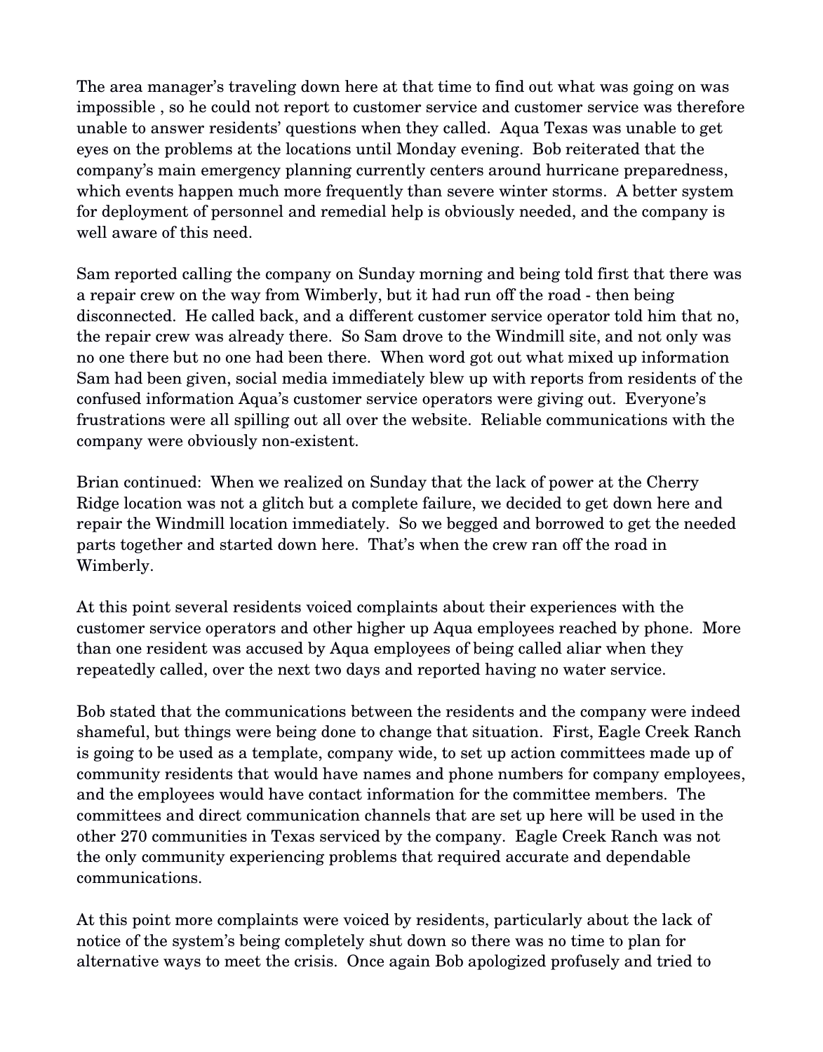The area manager's traveling down here at that time to find out what was going on was impossible , so he could not report to customer service and customer service was therefore unable to answer residents' questions when they called. Aqua Texas was unable to get eyes on the problems at the locations until Monday evening. Bob reiterated that the company's main emergency planning currently centers around hurricane preparedness, which events happen much more frequently than severe winter storms. A better system for deployment of personnel and remedial help is obviously needed, and the company is well aware of this need.

Sam reported calling the company on Sunday morning and being told first that there was a repair crew on the way from Wimberly, but it had run off the road - then being disconnected. He called back, and a different customer service operator told him that no, the repair crew was already there. So Sam drove to the Windmill site, and not only was no one there but no one had been there. When word got out what mixed up information Sam had been given, social media immediately blew up with reports from residents of the confused information Aqua's customer service operators were giving out. Everyone's frustrations were all spilling out all over the website. Reliable communications with the company were obviously non-existent.

Brian continued: When we realized on Sunday that the lack of power at the Cherry Ridge location was not a glitch but a complete failure, we decided to get down here and repair the Windmill location immediately. So we begged and borrowed to get the needed parts together and started down here. That's when the crew ran off the road in Wimberly.

At this point several residents voiced complaints about their experiences with the customer service operators and other higher up Aqua employees reached by phone. More than one resident was accused by Aqua employees of being called aliar when they repeatedly called, over the next two days and reported having no water service.

Bob stated that the communications between the residents and the company were indeed shameful, but things were being done to change that situation. First, Eagle Creek Ranch is going to be used as a template, company wide, to set up action committees made up of community residents that would have names and phone numbers for company employees, and the employees would have contact information for the committee members. The committees and direct communication channels that are set up here will be used in the other 270 communities in Texas serviced by the company. Eagle Creek Ranch was not the only community experiencing problems that required accurate and dependable communications.

At this point more complaints were voiced by residents, particularly about the lack of notice of the system's being completely shut down so there was no time to plan for alternative ways to meet the crisis. Once again Bob apologized profusely and tried to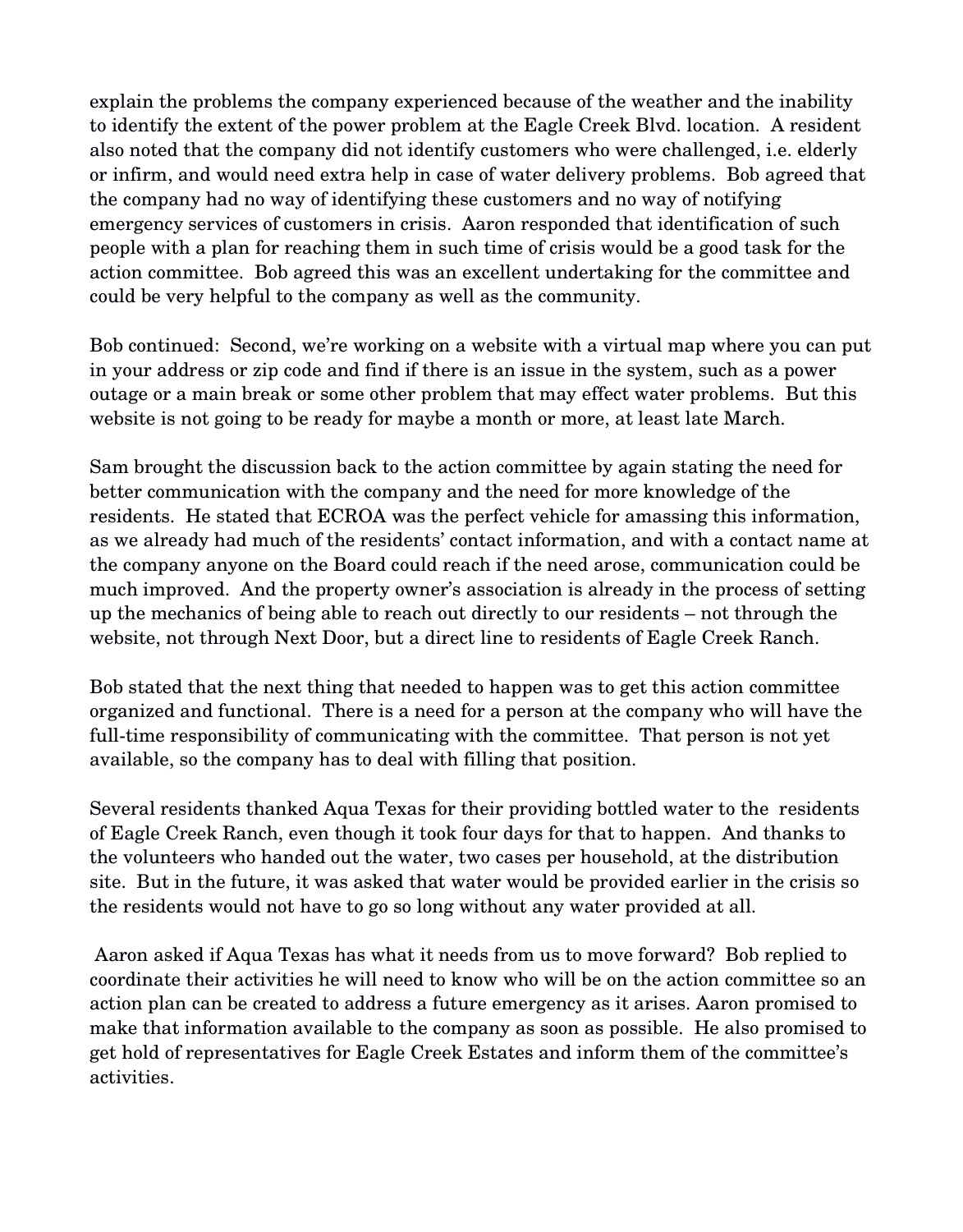explain the problems the company experienced because of the weather and the inability to identify the extent of the power problem at the Eagle Creek Blvd. location. A resident also noted that the company did not identify customers who were challenged, i.e. elderly or infirm, and would need extra help in case of water delivery problems. Bob agreed that the company had no way of identifying these customers and no way of notifying emergency services of customers in crisis. Aaron responded that identification of such people with a plan for reaching them in such time of crisis would be a good task for the action committee. Bob agreed this was an excellent undertaking for the committee and could be very helpful to the company as well as the community.

Bob continued: Second, we're working on a website with a virtual map where you can put in your address or zip code and find if there is an issue in the system, such as a power outage or a main break or some other problem that may effect water problems. But this website is not going to be ready for maybe a month or more, at least late March.

Sam brought the discussion back to the action committee by again stating the need for better communication with the company and the need for more knowledge of the residents. He stated that ECROA was the perfect vehicle for amassing this information, as we already had much of the residents' contact information, and with a contact name at the company anyone on the Board could reach if the need arose, communication could be much improved. And the property owner's association is already in the process of setting up the mechanics of being able to reach out directly to our residents – not through the website, not through Next Door, but a direct line to residents of Eagle Creek Ranch.

Bob stated that the next thing that needed to happen was to get this action committee organized and functional. There is a need for a person at the company who will have the full-time responsibility of communicating with the committee. That person is not yet available, so the company has to deal with filling that position.

Several residents thanked Aqua Texas for their providing bottled water to the residents of Eagle Creek Ranch, even though it took four days for that to happen. And thanks to the volunteers who handed out the water, two cases per household, at the distribution site. But in the future, it was asked that water would be provided earlier in the crisis so the residents would not have to go so long without any water provided at all.

Aaron asked if Aqua Texas has what it needs from us to move forward? Bob replied to coordinate their activities he will need to know who will be on the action committee so an action plan can be created to address a future emergency as it arises. Aaron promised to make that information available to the company as soon as possible. He also promised to get hold of representatives for Eagle Creek Estates and inform them of the committee's activities.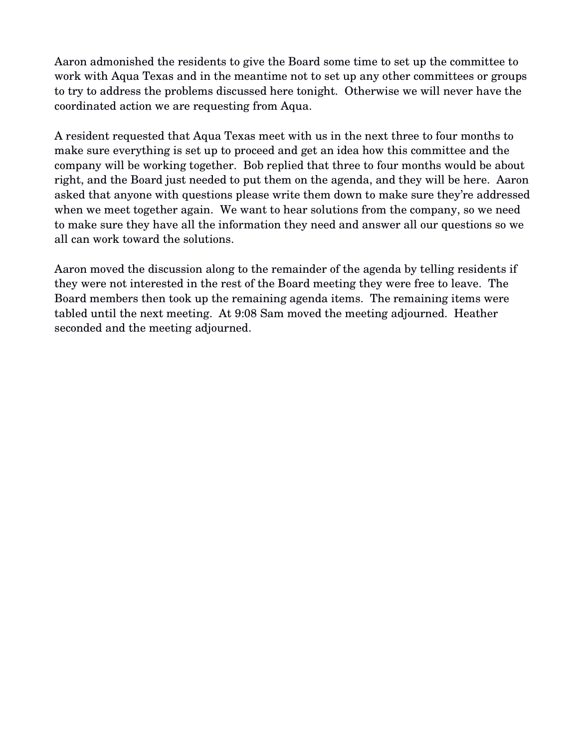Aaron admonished the residents to give the Board some time to set up the committee to work with Aqua Texas and in the meantime not to set up any other committees or groups to try to address the problems discussed here tonight. Otherwise we will never have the coordinated action we are requesting from Aqua.

A resident requested that Aqua Texas meet with us in the next three to four months to make sure everything is set up to proceed and get an idea how this committee and the company will be working together. Bob replied that three to four months would be about right, and the Board just needed to put them on the agenda, and they will be here. Aaron asked that anyone with questions please write them down to make sure they're addressed when we meet together again. We want to hear solutions from the company, so we need to make sure they have all the information they need and answer all our questions so we all can work toward the solutions.

Aaron moved the discussion along to the remainder of the agenda by telling residents if they were not interested in the rest of the Board meeting they were free to leave. The Board members then took up the remaining agenda items. The remaining items were tabled until the next meeting. At 9:08 Sam moved the meeting adjourned. Heather seconded and the meeting adjourned.